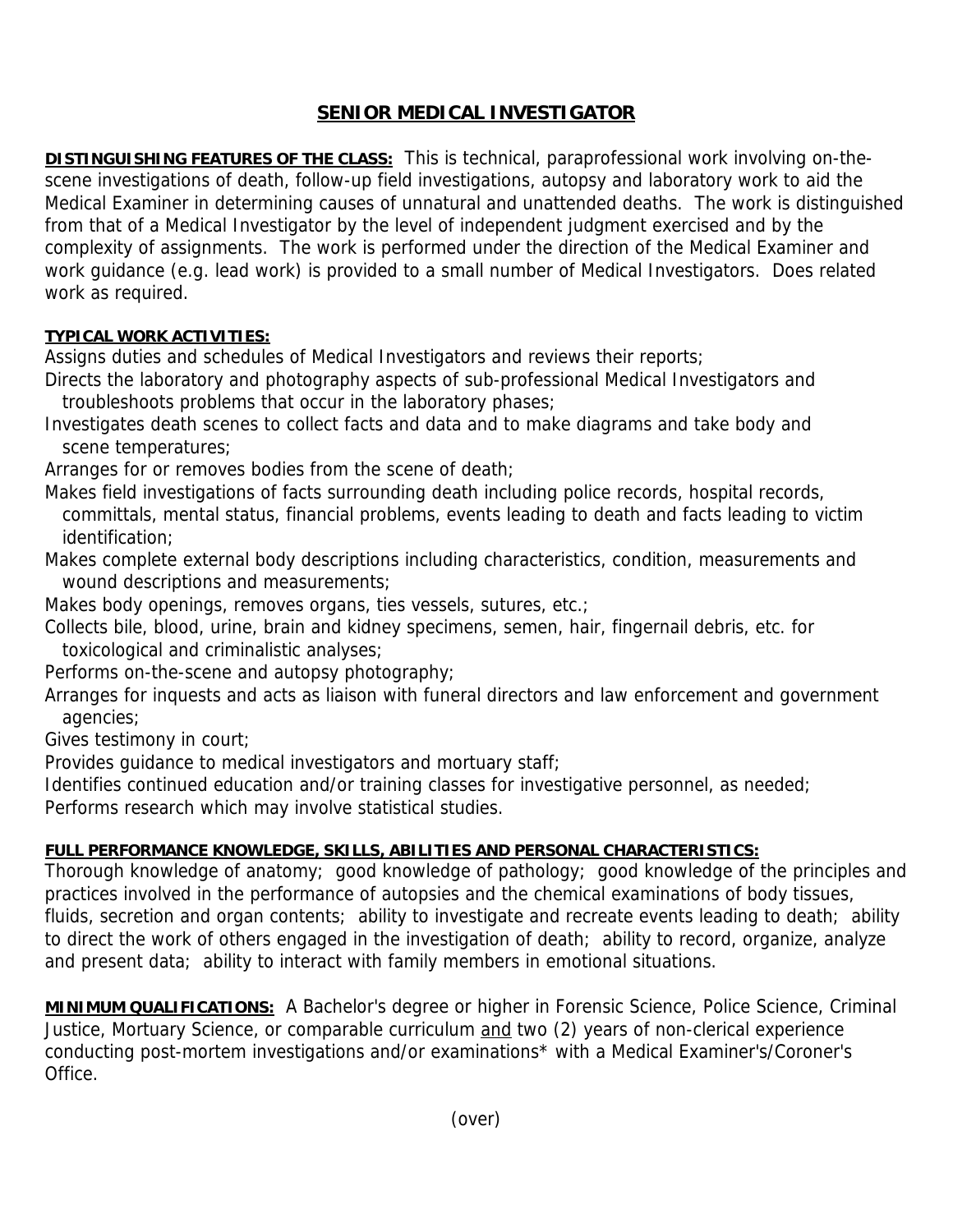# SENIOR MEDICAL INVESTIGATOR

**DISTINGUISHING FEATURES OF THE CLASS:** This is technical, paraprofessional work involving on-the-scene investigations of death, follow-up field investigations, autopsy and laboratory work to aid the Medical Examiner in determining causes of unnatural and unattended deaths. The work is distinguished from that of a Medical Investigator by the level of independent judgment exercised and by the complexity of assignments. The work is performed under the direction of the Medical Examiner and work guidance (e.g. lead work) is provided to a small number of Medical Investigators. Does related work as required.

**TYPICAL WORK ACTIVITIES:**

Assigns duties and schedules of Medical Investigators and reviews their reports;
Directs the laboratory and photography aspects of sub-professional Medical Investigators and troubleshoots problems that occur in the laboratory phases;
Investigates death scenes to collect facts and data and to make diagrams and take body and scene temperatures;
Arranges for or removes bodies from the scene of death;
Makes field investigations of facts surrounding death including police records, hospital records, committals, mental status, financial problems, events leading to death and facts leading to victim identification;
Makes complete external body descriptions including characteristics, condition, measurements and wound descriptions and measurements;
Makes body openings, removes organs, ties vessels, sutures, etc.;
Collects bile, blood, urine, brain and kidney specimens, semen, hair, fingernail debris, etc. for toxicological and criminalistic analyses;
Performs on-the-scene and autopsy photography;
Arranges for inquests and acts as liaison with funeral directors and law enforcement and government agencies;
Gives testimony in court;
Provides guidance to medical investigators and mortuary staff;
Identifies continued education and/or training classes for investigative personnel, as needed;
Performs research which may involve statistical studies.

**FULL PERFORMANCE KNOWLEDGE, SKILLS, ABILITIES AND PERSONAL CHARACTERISTICS:**
Thorough knowledge of anatomy; good knowledge of pathology; good knowledge of the principles and practices involved in the performance of autopsies and the chemical examinations of body tissues, fluids, secretion and organ contents; ability to investigate and recreate events leading to death; ability to direct the work of others engaged in the investigation of death; ability to record, organize, analyze and present data; ability to interact with family members in emotional situations.

**MINIMUM QUALIFICATIONS:** A Bachelor's degree or higher in Forensic Science, Police Science, Criminal Justice, Mortuary Science, or comparable curriculum <u>and</u> two (2) years of non-clerical experience conducting post-mortem investigations and/or examinations* with a Medical Examiner's/Coroner's Office.

(over)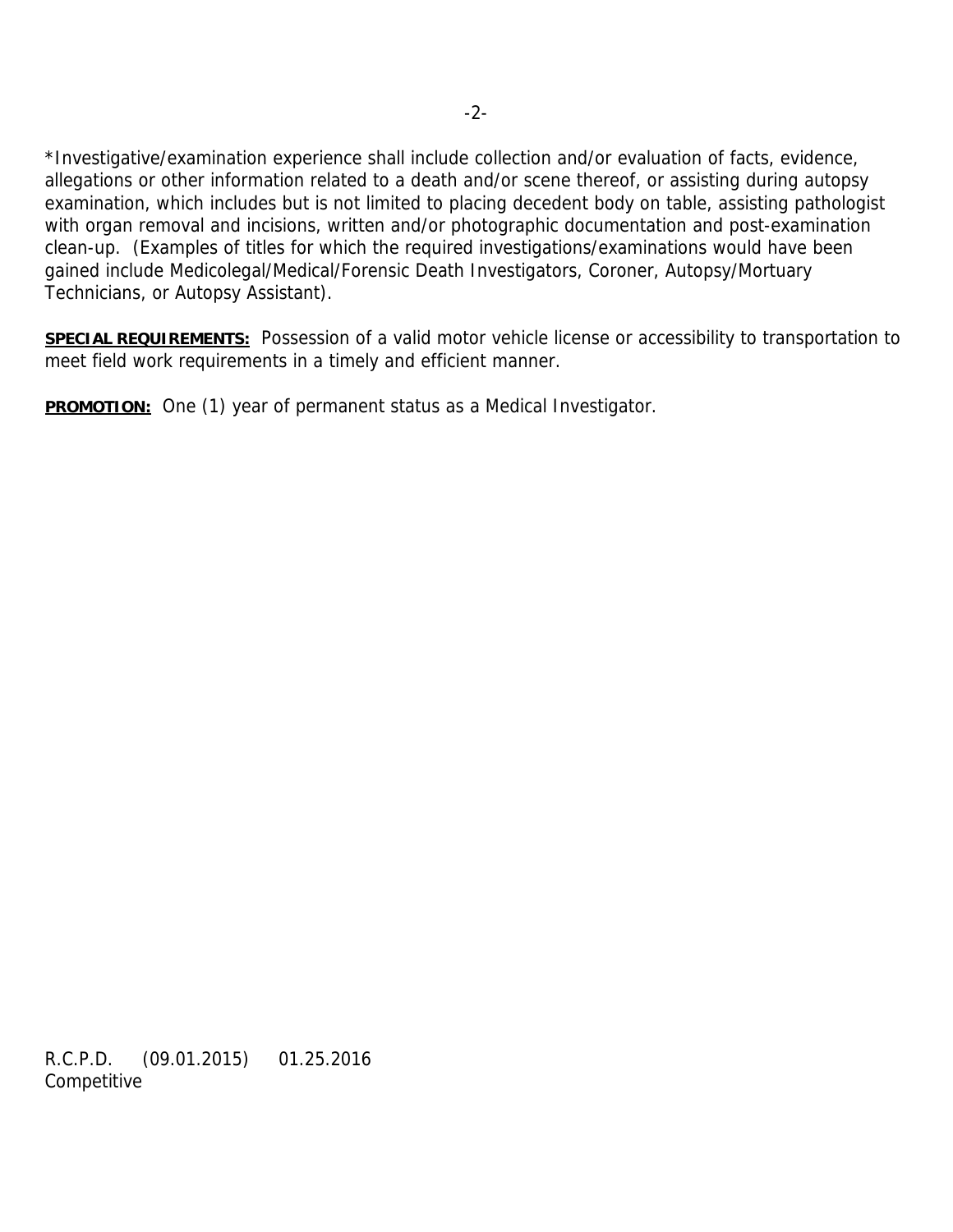*Investigative/examination experience shall include collection and/or evaluation of facts, evidence, allegations or other information related to a death and/or scene thereof, or assisting during autopsy examination, which includes but is not limited to placing decedent body on table, assisting pathologist with organ removal and incisions, written and/or photographic documentation and post-examination clean-up. (Examples of titles for which the required investigations/examinations would have been gained include Medicolegal/Medical/Forensic Death Investigators, Coroner, Autopsy/Mortuary Technicians, or Autopsy Assistant).

**SPECIAL REQUIREMENTS:** Possession of a valid motor vehicle license or accessibility to transportation to meet field work requirements in a timely and efficient manner.

**PROMOTION:** One (1) year of permanent status as a Medical Investigator.

R.C.P.D. (09.01.2015) 01.25.2016
Competitive